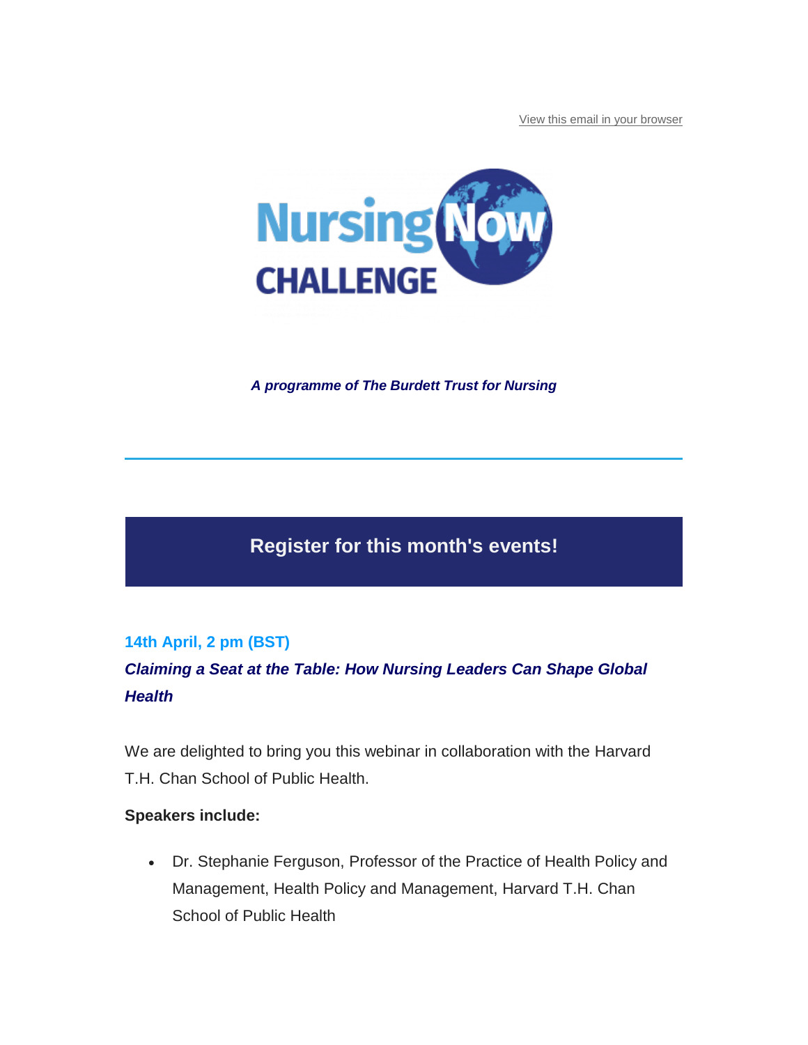View this email in your browser

# Nursing Now CHALLENGE

***A programme of The Burdett Trust for Nursing***

---

## Register for this month's events!

### 14th April, 2 pm (BST)

***Claiming a Seat at the Table: How Nursing Leaders Can Shape Global Health***

We are delighted to bring you this webinar in collaboration with the Harvard T.H. Chan School of Public Health.

**Speakers include:**

- Dr. Stephanie Ferguson, Professor of the Practice of Health Policy and Management, Health Policy and Management, Harvard T.H. Chan School of Public Health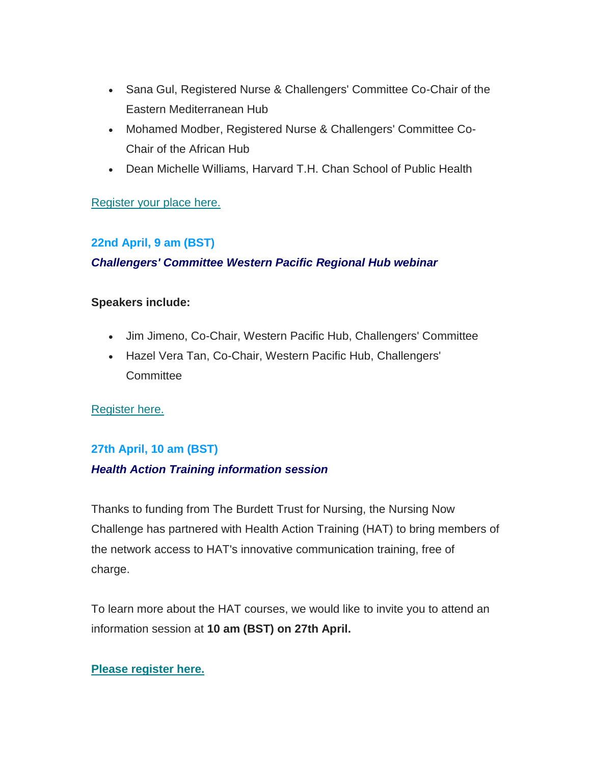- Sana Gul, Registered Nurse & Challengers' Committee Co-Chair of the Eastern Mediterranean Hub
- Mohamed Modber, Registered Nurse & Challengers' Committee Co-Chair of the African Hub
- Dean Michelle Williams, Harvard T.H. Chan School of Public Health

Register your place here.

### 22nd April, 9 am (BST)

***Challengers' Committee Western Pacific Regional Hub webinar***

**Speakers include:**

- Jim Jimeno, Co-Chair, Western Pacific Hub, Challengers' Committee
- Hazel Vera Tan, Co-Chair, Western Pacific Hub, Challengers' Committee

Register here.

### 27th April, 10 am (BST)

***Health Action Training information session***

Thanks to funding from The Burdett Trust for Nursing, the Nursing Now Challenge has partnered with Health Action Training (HAT) to bring members of the network access to HAT's innovative communication training, free of charge.

To learn more about the HAT courses, we would like to invite you to attend an information session at **10 am (BST) on 27th April.**

**Please register here.**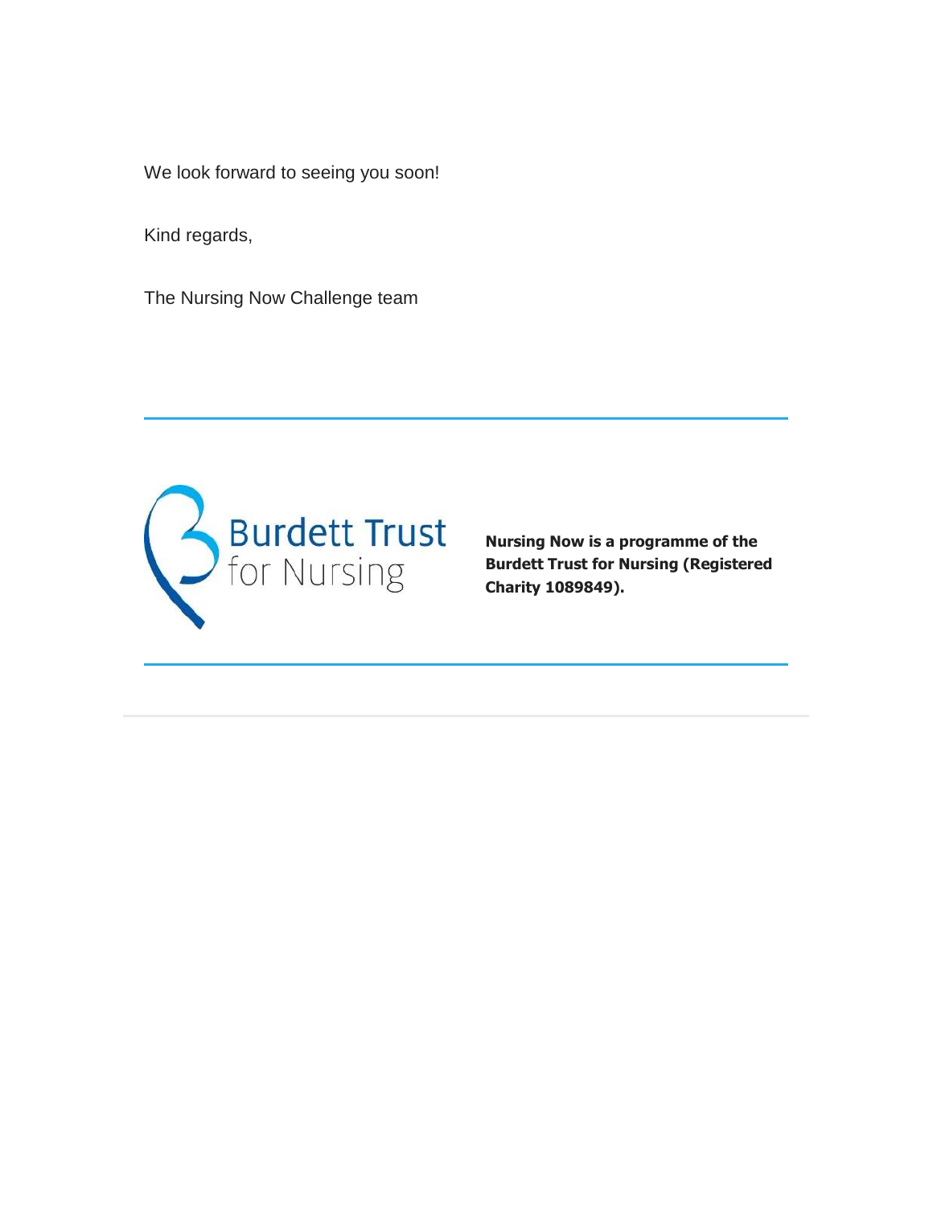We look forward to seeing you soon!

Kind regards,

The Nursing Now Challenge team

---

Burdett Trust for Nursing

**Nursing Now is a programme of the Burdett Trust for Nursing (Registered Charity 1089849).**

---